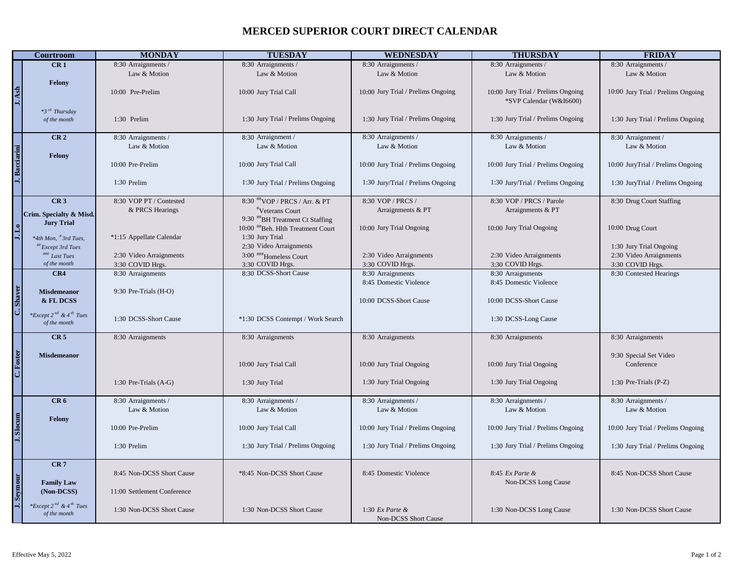# MERCED SUPERIOR COURT DIRECT CALENDAR

| | Courtroom | MONDAY | TUESDAY | WEDNESDAY | THURSDAY | FRIDAY |
|---|---|---|---|---|---|---|
| J. Ash | **CR 1**<br><br>**Felony**<br><br>*\*3rd Thursday of the month* | 8:30 Arraignments / Law & Motion<br><br>10:00 Pre-Prelim<br><br>1:30 Prelim | 8:30 Arraignments / Law & Motion<br><br>10:00 Jury Trial Call<br><br>1:30 Jury Trial / Prelims Ongoing | 8:30 Arraignments / Law & Motion<br><br>10:00 Jury Trial / Prelims Ongoing<br><br>1:30 Jury Trial / Prelims Ongoing | 8:30 Arraignments / Law & Motion<br><br>10:00 Jury Trial / Prelims Ongoing<br>*SVP Calendar (W&I6600)<br><br>1:30 Jury Trial / Prelims Ongoing | 8:30 Arraignments / Law & Motion<br><br>10:00 Jury Trial / Prelims Ongoing<br><br>1:30 Jury Trial / Prelims Ongoing |
| J. Bacciarini | **CR 2**<br><br>**Felony** | 8:30 Arraignments / Law & Motion<br><br>10:00 Pre-Prelim<br><br>1:30 Prelim | 8:30 Arraignment / Law & Motion<br><br>10:00 Jury Trial Call<br><br>1:30 Jury Trial / Prelims Ongoing | 8:30 Arraignments / Law & Motion<br><br>10:00 Jury Trial / Prelims Ongoing<br><br>1:30 Jury/Trial / Prelims Ongoing | 8:30 Arraignments / Law & Motion<br><br>10:00 Jury Trial / Prelims Ongoing<br><br>1:30 Jury/Trial / Prelims Ongoing | 8:30 Arraignment / Law & Motion<br><br>10:00 JuryTrial / Prelims Ongoing<br><br>1:30 JuryTrial / Prelims Ongoing |
| J. Lo | **CR 3**<br><br>**Crim. Specialty & Misd. Jury Trial**<br><br>*\*4th Mon, #3rd Tues, ##Except 3rd Tues ### Last Tues of the month* | 8:30 VOP PT / Contested & PRCS Hearings<br><br>*1:15 Appellate Calendar<br><br>2:30 Video Arraignments<br>3:30 COVID Hrgs. | 8:30 ##VOP / PRCS / Arr. & PT<br>#Veterans Court<br>9:30 ##BH Treatment Ct Staffing<br>10:00 ##Beh. Hlth Treatment Court<br>1:30 Jury Trial<br>2:30 Video Arraignments<br>3:00 ###Homeless Court<br>3:30 COVID Hrgs. | 8:30 VOP / PRCS / Arraignments & PT<br><br>10:00 Jury Trial Ongoing<br><br>2:30 Video Arraignments<br>3:30 COVID Hrgs. | 8:30 VOP / PRCS / Parole Arraignments & PT<br><br>10:00 Jury Trial Ongoing<br><br>2:30 Video Arraignments<br>3:30 COVID Hrgs. | 8:30 Drug Court Staffing<br><br>10:00 Drug Court<br><br>1:30 Jury Trial Ongoing<br>2:30 Video Arraignments<br>3:30 COVID Hrgs. |
| C. Shaver | **CR4**<br><br>**Misdemeanor & FL DCSS**<br><br>*\*Except 2nd & 4th Tues of the month* | 8:30 Arraignments<br><br>9:30 Pre-Trials (H-O)<br><br>1:30 DCSS-Short Cause | 8:30 DCSS-Short Cause<br><br>*1:30 DCSS Contempt / Work Search | 8:30 Arraignments<br>8:45 Domestic Violence<br><br>10:00 DCSS-Short Cause | 8:30 Arraignments<br>8:45 Domestic Violence<br><br>10:00 DCSS-Short Cause<br><br>1:30 DCSS-Long Cause | 8:30 Contested Hearings |
| C. Foster | **CR 5**<br><br>**Misdemeanor** | 8:30 Arraignments<br><br>1:30 Pre-Trials (A-G) | 8:30 Arraignments<br><br>10:00 Jury Trial Call<br><br>1:30 Jury Trial | 8:30 Arraignments<br><br>10:00 Jury Trial Ongoing<br><br>1:30 Jury Trial Ongoing | 8:30 Arraignments<br><br>10:00 Jury Trial Ongoing<br><br>1:30 Jury Trial Ongoing | 8:30 Arraignments<br><br>9:30 Special Set Video Conference<br><br>1:30 Pre-Trials (P-Z) |
| J. Slocum | **CR 6**<br><br>**Felony** | 8:30 Arraignments / Law & Motion<br><br>10:00 Pre-Prelim<br><br>1:30 Prelim | 8:30 Arraignments / Law & Motion<br><br>10:00 Jury Trial Call<br><br>1:30 Jury Trial / Prelims Ongoing | 8:30 Arraignments / Law & Motion<br><br>10:00 Jury Trial / Prelims Ongoing<br><br>1:30 Jury Trial / Prelims Ongoing | 8:30 Arraignments / Law & Motion<br><br>10:00 Jury Trial / Prelims Ongoing<br><br>1:30 Jury Trial / Prelims Ongoing | 8:30 Arraignments / Law & Motion<br><br>10:00 Jury Trial / Prelims Ongoing<br><br>1:30 Jury Trial / Prelims Ongoing |
| J. Seymour | **CR 7**<br><br>**Family Law (Non-DCSS)**<br><br>*\*Except 2nd & 4th Tues of the month* | 8:45 Non-DCSS Short Cause<br><br>11:00 Settlement Conference<br><br>1:30 Non-DCSS Short Cause | *8:45 Non-DCSS Short Cause<br><br>1:30 Non-DCSS Short Cause | 8:45 Domestic Violence<br><br>1:30 *Ex Parte &* Non-DCSS Short Cause | 8:45 *Ex Parte &* Non-DCSS Long Cause<br><br>1:30 Non-DCSS Long Cause | 8:45 Non-DCSS Short Cause<br><br>1:30 Non-DCSS Short Cause |

Effective May 5, 2022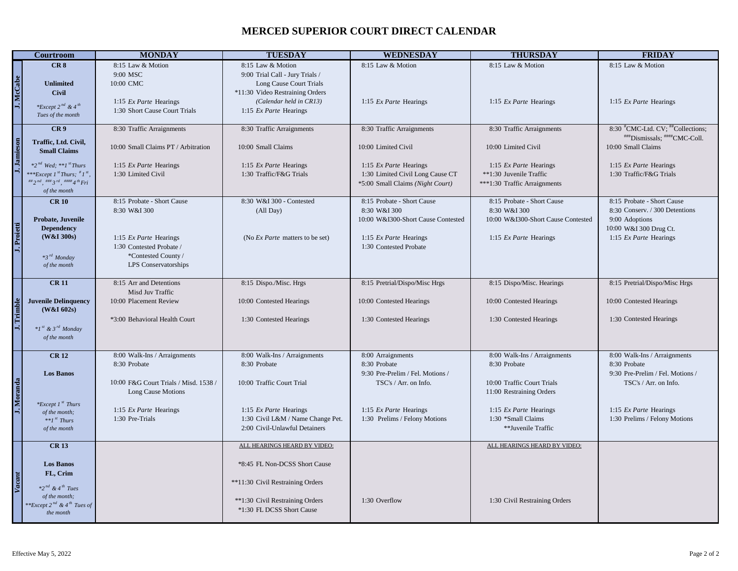# MERCED SUPERIOR COURT DIRECT CALENDAR

| Courtroom | MONDAY | TUESDAY | WEDNESDAY | THURSDAY | FRIDAY |
|---|---|---|---|---|---|
| **J. McCabe** — **CR 8** **Unlimited Civil** *\*Except 2nd & 4th Tues of the month* | 8:15 Law & Motion<br>9:00 MSC<br>10:00 CMC<br>1:15 *Ex Parte* Hearings<br>1:30 Short Cause Court Trials | 8:15 Law & Motion<br>9:00 Trial Call - Jury Trials / Long Cause Court Trials<br>*11:30 Video Restraining Orders *(Calendar held in CR13)*<br>1:15 *Ex Parte* Hearings | 8:15 Law & Motion<br>1:15 *Ex Parte* Hearings | 8:15 Law & Motion<br>1:15 *Ex Parte* Hearings | 8:15 Law & Motion<br>1:15 *Ex Parte* Hearings |
| **J. Jamieson** — **CR 9** **Traffic, Ltd. Civil, Small Claims** *\*2nd Wed; \*\*1st Thurs; \*\*\*Except 1st Thurs; #1st, ##2nd, ###3rd, ####4th Fri of the month* | 8:30 Traffic Arraignments<br>10:00 Small Claims PT / Arbitration<br>1:15 *Ex Parte* Hearings<br>1:30 Limited Civil | 8:30 Traffic Arraignments<br>10:00 Small Claims<br>1:15 *Ex Parte* Hearings<br>1:30 Traffic/F&G Trials | 8:30 Traffic Arraignments<br>10:00 Limited Civil<br>1:15 *Ex Parte* Hearings<br>1:30 Limited Civil Long Cause CT<br>*5:00 Small Claims *(Night Court)* | 8:30 Traffic Arraignments<br>10:00 Limited Civil<br>1:15 *Ex Parte* Hearings<br>**1:30 Juvenile Traffic<br>***1:30 Traffic Arraignments | 8:30 #CMC-Ltd. CV; ##Collections; ###Dismissals; ####CMC-Coll.<br>10:00 Small Claims<br>1:15 *Ex Parte* Hearings<br>1:30 Traffic/F&G Trials |
| **J. Proietti** — **CR 10** **Probate, Juvenile Dependency (W&I 300s)** *\*3rd Monday of the month* | 8:15 Probate - Short Cause<br>8:30 W&I 300<br>1:15 *Ex Parte* Hearings<br>1:30 Contested Probate / *Contested County / LPS Conservatorships | 8:30 W&I 300 - Contested (All Day)<br>(No *Ex Parte* matters to be set) | 8:15 Probate - Short Cause<br>8:30 W&I 300<br>10:00 W&I300-Short Cause Contested<br>1:15 *Ex Parte* Hearings<br>1:30 Contested Probate | 8:15 Probate - Short Cause<br>8:30 W&I 300<br>10:00 W&I300-Short Cause Contested<br>1:15 *Ex Parte* Hearings | 8:15 Probate - Short Cause<br>8:30 Conserv. / 300 Detentions<br>9:00 Adoptions<br>10:00 W&I 300 Drug Ct.<br>1:15 *Ex Parte* Hearings |
| **J. Trimble** — **CR 11** **Juvenile Delinquency (W&I 602s)** *\*1st & 3rd Monday of the month* | 8:15 Arr and Detentions Misd Juv Traffic<br>10:00 Placement Review<br>*3:00 Behavioral Health Court | 8:15 Dispo./Misc. Hrgs<br>10:00 Contested Hearings<br>1:30 Contested Hearings | 8:15 Pretrial/Dispo/Misc Hrgs<br>10:00 Contested Hearings<br>1:30 Contested Hearings | 8:15 Dispo/Misc. Hearings<br>10:00 Contested Hearings<br>1:30 Contested Hearings | 8:15 Pretrial/Dispo/Misc Hrgs<br>10:00 Contested Hearings<br>1:30 Contested Hearings |
| **J. Moranda** — **CR 12** **Los Banos** *\*Except 1st Thurs of the month; \*\*1st Thurs of the month* | 8:00 Walk-Ins / Arraignments<br>8:30 Probate<br>10:00 F&G Court Trials / Misd. 1538 / Long Cause Motions<br>1:15 *Ex Parte* Hearings<br>1:30 Pre-Trials | 8:00 Walk-Ins / Arraignments<br>8:30 Probate<br>10:00 Traffic Court Trial<br>1:15 *Ex Parte* Hearings<br>1:30 Civil L&M / Name Change Pet.<br>2:00 Civil-Unlawful Detainers | 8:00 Arraignments<br>8:30 Probate<br>9:30 Pre-Prelim / Fel. Motions / TSC's / Arr. on Info.<br>1:15 *Ex Parte* Hearings<br>1:30 Prelims / Felony Motions | 8:00 Walk-Ins / Arraignments<br>8:30 Probate<br>10:00 Traffic Court Trials<br>11:00 Restraining Orders<br>1:15 *Ex Parte* Hearings<br>1:30 *Small Claims **Juvenile Traffic | 8:00 Walk-Ins / Arraignments<br>8:30 Probate<br>9:30 Pre-Prelim / Fel. Motions / TSC's / Arr. on Info.<br>1:15 *Ex Parte* Hearings<br>1:30 Prelims / Felony Motions |
| ***Vacant*** — **CR 13** **Los Banos FL, Crim** *\*2nd & 4th Tues of the month; \*\*Except 2nd & 4th Tues of the month* | | ALL HEARINGS HEARD BY VIDEO:<br>*8:45 FL Non-DCSS Short Cause<br>**11:30 Civil Restraining Orders<br>**1:30 Civil Restraining Orders<br>*1:30 FL DCSS Short Cause | 1:30 Overflow | ALL HEARINGS HEARD BY VIDEO:<br>1:30 Civil Restraining Orders | |

Effective May 5, 2022